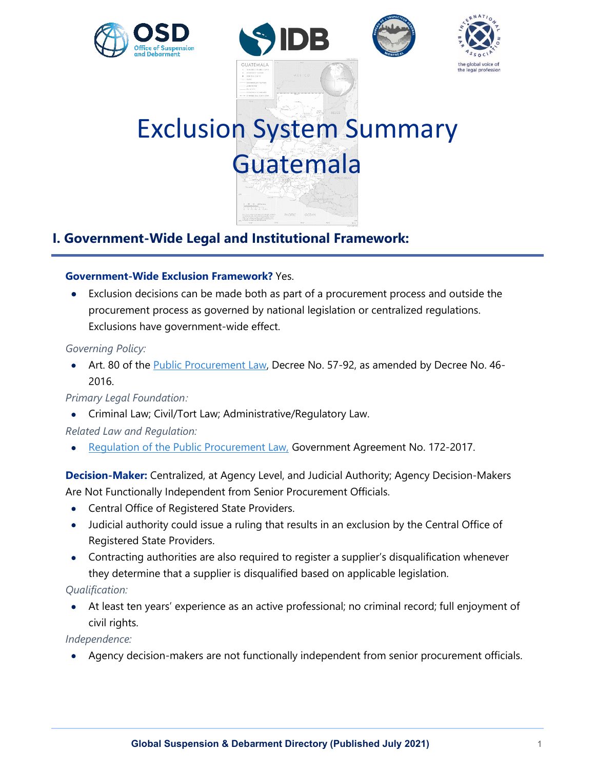# Exclusion System Summary
# Guatemala

## I. Government-Wide Legal and Institutional Framework:

**Government-Wide Exclusion Framework?** Yes.

- Exclusion decisions can be made both as part of a procurement process and outside the procurement process as governed by national legislation or centralized regulations. Exclusions have government-wide effect.

*Governing Policy:*

- Art. 80 of the [Public Procurement Law](), Decree No. 57-92, as amended by Decree No. 46-2016.

*Primary Legal Foundation:*

- Criminal Law; Civil/Tort Law; Administrative/Regulatory Law.

*Related Law and Regulation:*

- [Regulation of the Public Procurement Law,]() Government Agreement No. 172-2017.

**Decision-Maker:** Centralized, at Agency Level, and Judicial Authority; Agency Decision-Makers Are Not Functionally Independent from Senior Procurement Officials.

- Central Office of Registered State Providers.
- Judicial authority could issue a ruling that results in an exclusion by the Central Office of Registered State Providers.
- Contracting authorities are also required to register a supplier's disqualification whenever they determine that a supplier is disqualified based on applicable legislation.

*Qualification:*

- At least ten years' experience as an active professional; no criminal record; full enjoyment of civil rights.

*Independence:*

- Agency decision-makers are not functionally independent from senior procurement officials.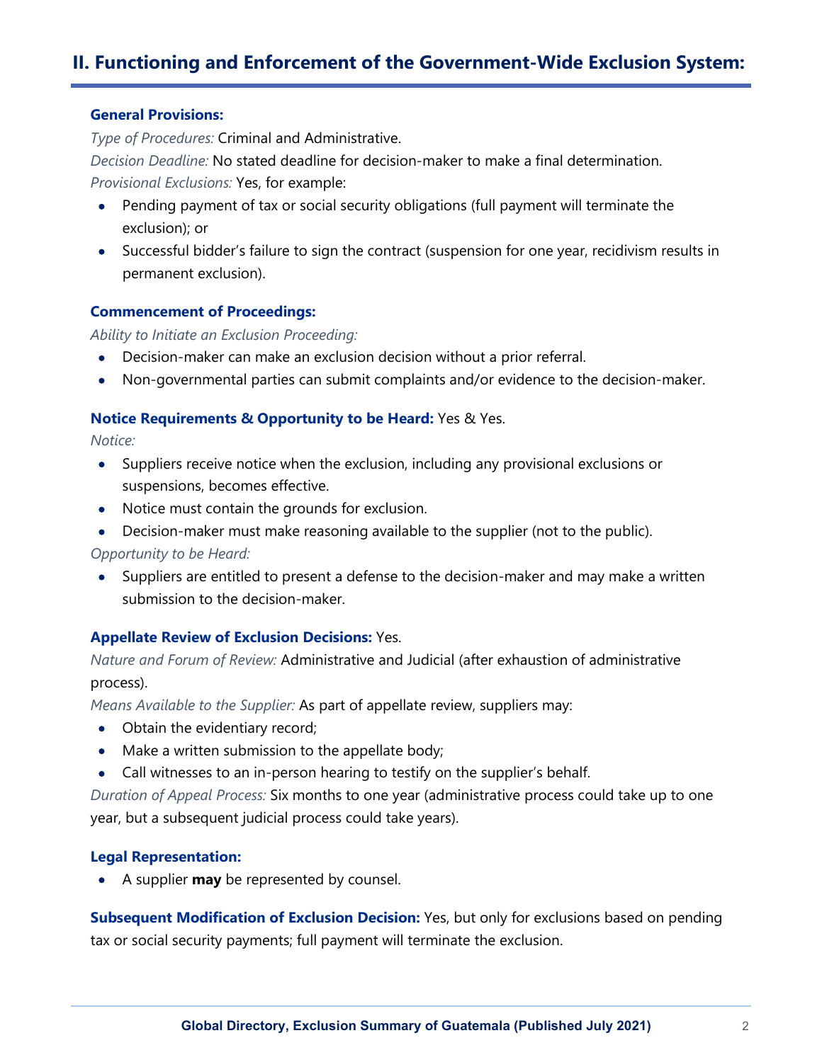## II. Functioning and Enforcement of the Government-Wide Exclusion System:

**General Provisions:**

*Type of Procedures:* Criminal and Administrative.

*Decision Deadline:* No stated deadline for decision-maker to make a final determination.

*Provisional Exclusions:* Yes, for example:

- Pending payment of tax or social security obligations (full payment will terminate the exclusion); or
- Successful bidder's failure to sign the contract (suspension for one year, recidivism results in permanent exclusion).

**Commencement of Proceedings:**

*Ability to Initiate an Exclusion Proceeding:*

- Decision-maker can make an exclusion decision without a prior referral.
- Non-governmental parties can submit complaints and/or evidence to the decision-maker.

**Notice Requirements & Opportunity to be Heard:** Yes & Yes.

*Notice:*

- Suppliers receive notice when the exclusion, including any provisional exclusions or suspensions, becomes effective.
- Notice must contain the grounds for exclusion.
- Decision-maker must make reasoning available to the supplier (not to the public).

*Opportunity to be Heard:*

- Suppliers are entitled to present a defense to the decision-maker and may make a written submission to the decision-maker.

**Appellate Review of Exclusion Decisions:** Yes.

*Nature and Forum of Review:* Administrative and Judicial (after exhaustion of administrative process).

*Means Available to the Supplier:* As part of appellate review, suppliers may:

- Obtain the evidentiary record;
- Make a written submission to the appellate body;
- Call witnesses to an in-person hearing to testify on the supplier's behalf.

*Duration of Appeal Process:* Six months to one year (administrative process could take up to one year, but a subsequent judicial process could take years).

**Legal Representation:**

- A supplier **may** be represented by counsel.

**Subsequent Modification of Exclusion Decision:** Yes, but only for exclusions based on pending tax or social security payments; full payment will terminate the exclusion.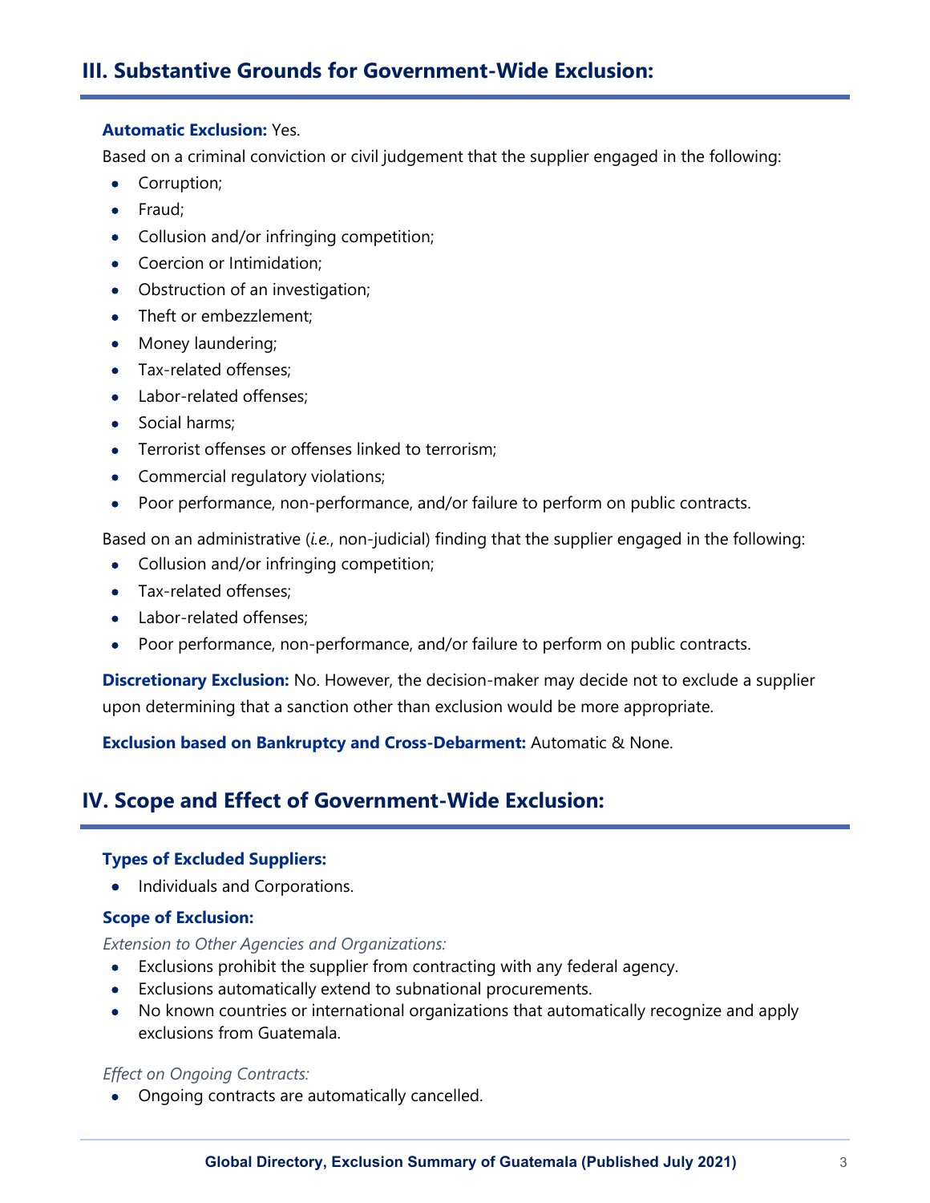## III. Substantive Grounds for Government-Wide Exclusion:

**Automatic Exclusion:** Yes.

Based on a criminal conviction or civil judgement that the supplier engaged in the following:

- Corruption;
- Fraud;
- Collusion and/or infringing competition;
- Coercion or Intimidation;
- Obstruction of an investigation;
- Theft or embezzlement;
- Money laundering;
- Tax-related offenses;
- Labor-related offenses;
- Social harms;
- Terrorist offenses or offenses linked to terrorism;
- Commercial regulatory violations;
- Poor performance, non-performance, and/or failure to perform on public contracts.

Based on an administrative (*i.e.*, non-judicial) finding that the supplier engaged in the following:

- Collusion and/or infringing competition;
- Tax-related offenses;
- Labor-related offenses;
- Poor performance, non-performance, and/or failure to perform on public contracts.

**Discretionary Exclusion:** No. However, the decision-maker may decide not to exclude a supplier upon determining that a sanction other than exclusion would be more appropriate.

**Exclusion based on Bankruptcy and Cross-Debarment:** Automatic & None.

## IV. Scope and Effect of Government-Wide Exclusion:

**Types of Excluded Suppliers:**

- Individuals and Corporations.

**Scope of Exclusion:**

*Extension to Other Agencies and Organizations:*

- Exclusions prohibit the supplier from contracting with any federal agency.
- Exclusions automatically extend to subnational procurements.
- No known countries or international organizations that automatically recognize and apply exclusions from Guatemala.

*Effect on Ongoing Contracts:*

- Ongoing contracts are automatically cancelled.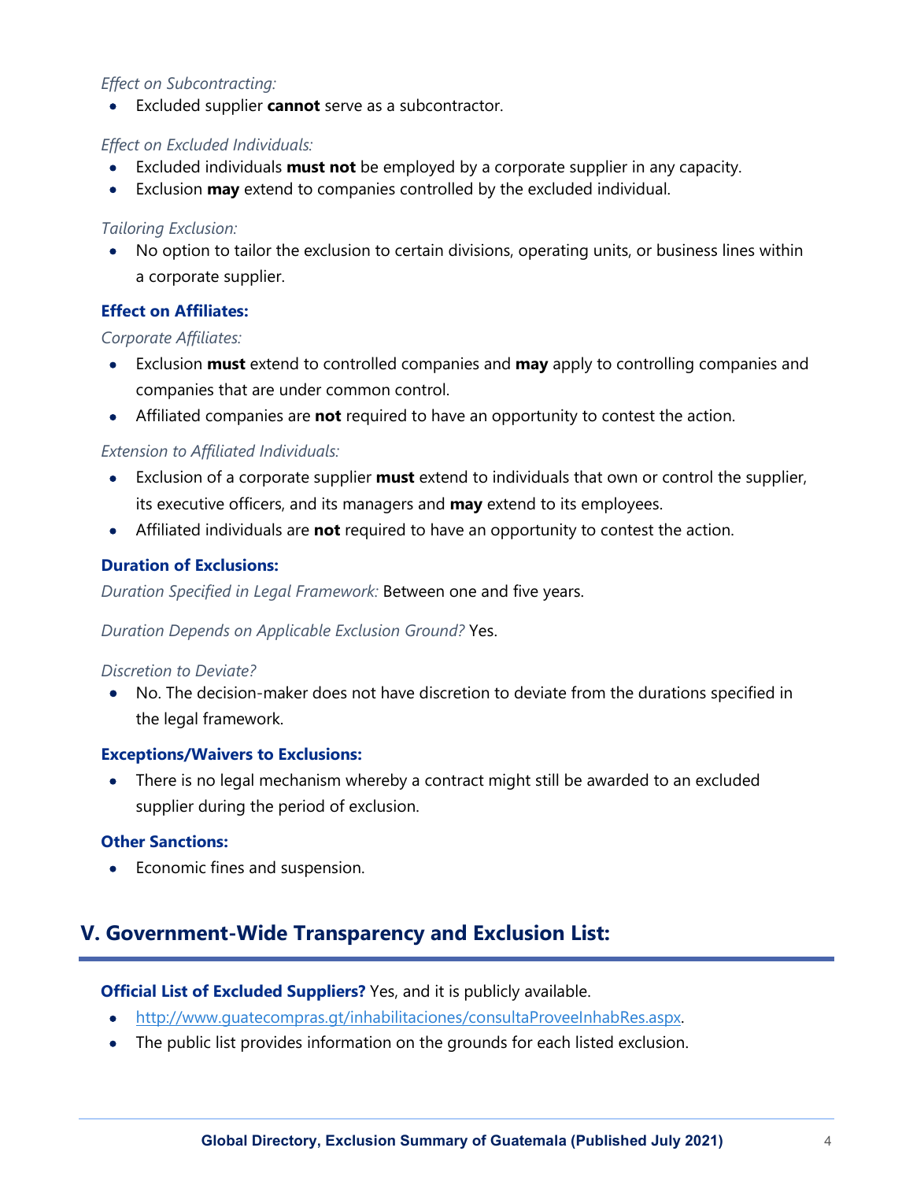*Effect on Subcontracting:*

- Excluded supplier **cannot** serve as a subcontractor.

*Effect on Excluded Individuals:*

- Excluded individuals **must not** be employed by a corporate supplier in any capacity.
- Exclusion **may** extend to companies controlled by the excluded individual.

*Tailoring Exclusion:*

- No option to tailor the exclusion to certain divisions, operating units, or business lines within a corporate supplier.

**Effect on Affiliates:**

*Corporate Affiliates:*

- Exclusion **must** extend to controlled companies and **may** apply to controlling companies and companies that are under common control.
- Affiliated companies are **not** required to have an opportunity to contest the action.

*Extension to Affiliated Individuals:*

- Exclusion of a corporate supplier **must** extend to individuals that own or control the supplier, its executive officers, and its managers and **may** extend to its employees.
- Affiliated individuals are **not** required to have an opportunity to contest the action.

**Duration of Exclusions:**

*Duration Specified in Legal Framework:* Between one and five years.

*Duration Depends on Applicable Exclusion Ground?* Yes.

*Discretion to Deviate?*

- No. The decision-maker does not have discretion to deviate from the durations specified in the legal framework.

**Exceptions/Waivers to Exclusions:**

- There is no legal mechanism whereby a contract might still be awarded to an excluded supplier during the period of exclusion.

**Other Sanctions:**

- Economic fines and suspension.

## V. Government-Wide Transparency and Exclusion List:

**Official List of Excluded Suppliers?** Yes, and it is publicly available.

- http://www.guatecompras.gt/inhabilitaciones/consultaProveeInhabRes.aspx.
- The public list provides information on the grounds for each listed exclusion.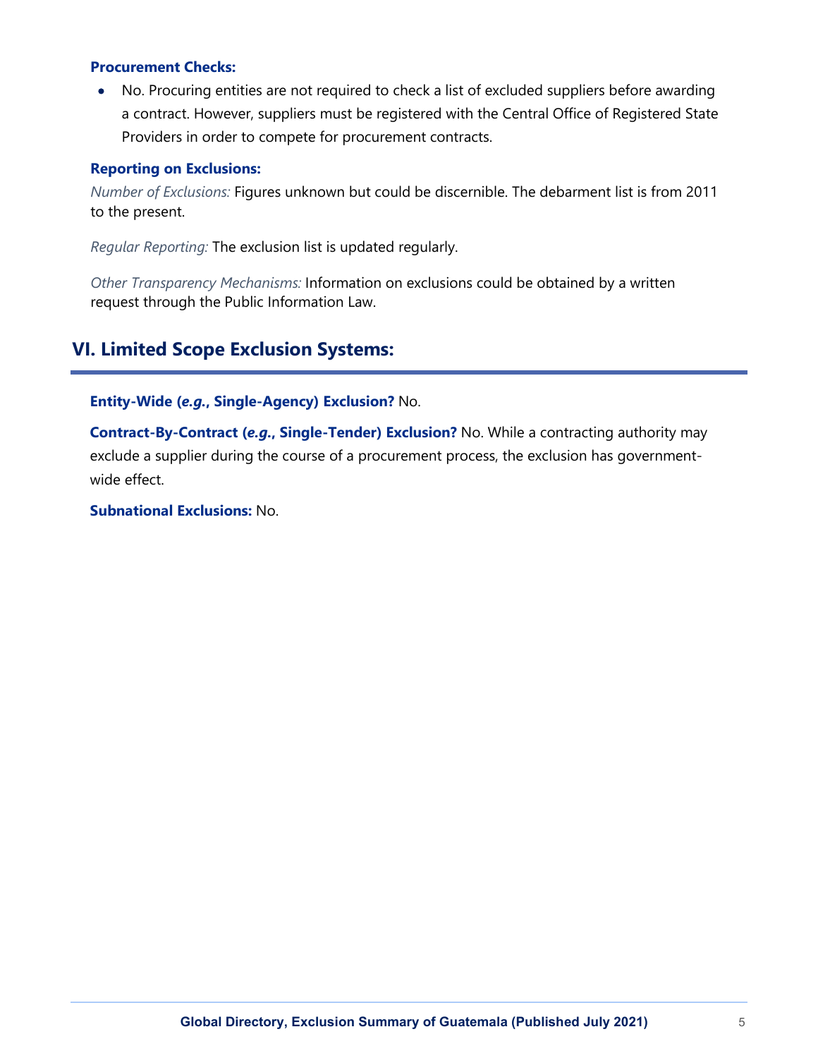**Procurement Checks:**

- No. Procuring entities are not required to check a list of excluded suppliers before awarding a contract. However, suppliers must be registered with the Central Office of Registered State Providers in order to compete for procurement contracts.

**Reporting on Exclusions:**

*Number of Exclusions:* Figures unknown but could be discernible. The debarment list is from 2011 to the present.

*Regular Reporting:* The exclusion list is updated regularly.

*Other Transparency Mechanisms:* Information on exclusions could be obtained by a written request through the Public Information Law.

## VI. Limited Scope Exclusion Systems:

**Entity-Wide (*e.g.*, Single-Agency) Exclusion?** No.

**Contract-By-Contract (*e.g.*, Single-Tender) Exclusion?** No. While a contracting authority may exclude a supplier during the course of a procurement process, the exclusion has government-wide effect.

**Subnational Exclusions:** No.